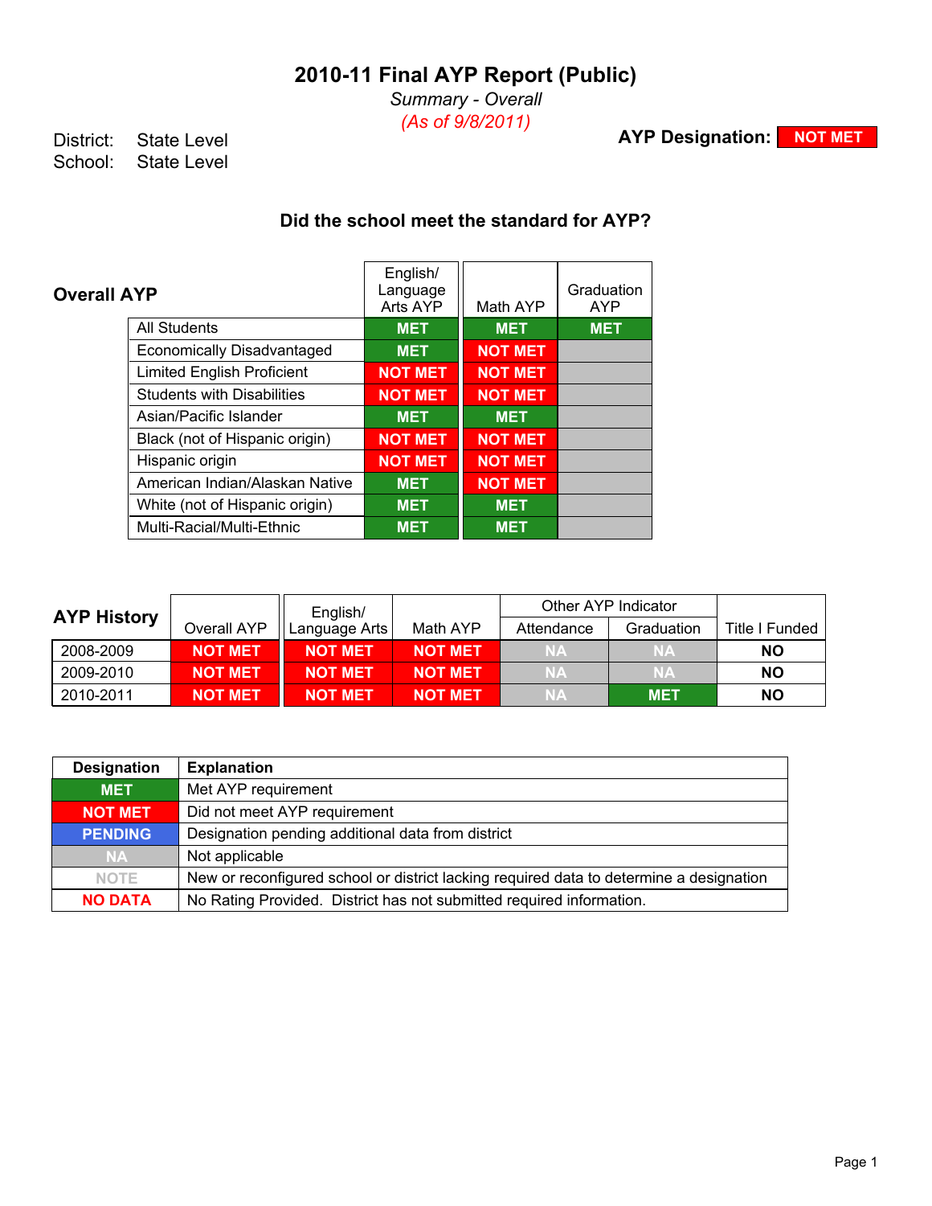# 2010-11 Final AYP Report (Public)

*Summary - Overall*

*(As of 9/8/2011)*

District: State Level
School: State Level

**AYP Designation:** NOT MET

## Did the school meet the standard for AYP?

### Overall AYP

| | English/ Language Arts AYP | Math AYP | Graduation AYP |
|---|---|---|---|
| All Students | MET | MET | MET |
| Economically Disadvantaged | MET | NOT MET | |
| Limited English Proficient | NOT MET | NOT MET | |
| Students with Disabilities | NOT MET | NOT MET | |
| Asian/Pacific Islander | MET | MET | |
| Black (not of Hispanic origin) | NOT MET | NOT MET | |
| Hispanic origin | NOT MET | NOT MET | |
| American Indian/Alaskan Native | MET | NOT MET | |
| White (not of Hispanic origin) | MET | MET | |
| Multi-Racial/Multi-Ethnic | MET | MET | |

### AYP History

| | Overall AYP | English/ Language Arts | Math AYP | Other AYP Indicator | | Title I Funded |
|---|---|---|---|---|---|---|
| | | | | Attendance | Graduation | |
| 2008-2009 | NOT MET | NOT MET | NOT MET | NA | NA | NO |
| 2009-2010 | NOT MET | NOT MET | NOT MET | NA | NA | NO |
| 2010-2011 | NOT MET | NOT MET | NOT MET | NA | MET | NO |

| Designation | Explanation |
|---|---|
| MET | Met AYP requirement |
| NOT MET | Did not meet AYP requirement |
| PENDING | Designation pending additional data from district |
| NA | Not applicable |
| NOTE | New or reconfigured school or district lacking required data to determine a designation |
| NO DATA | No Rating Provided. District has not submitted required information. |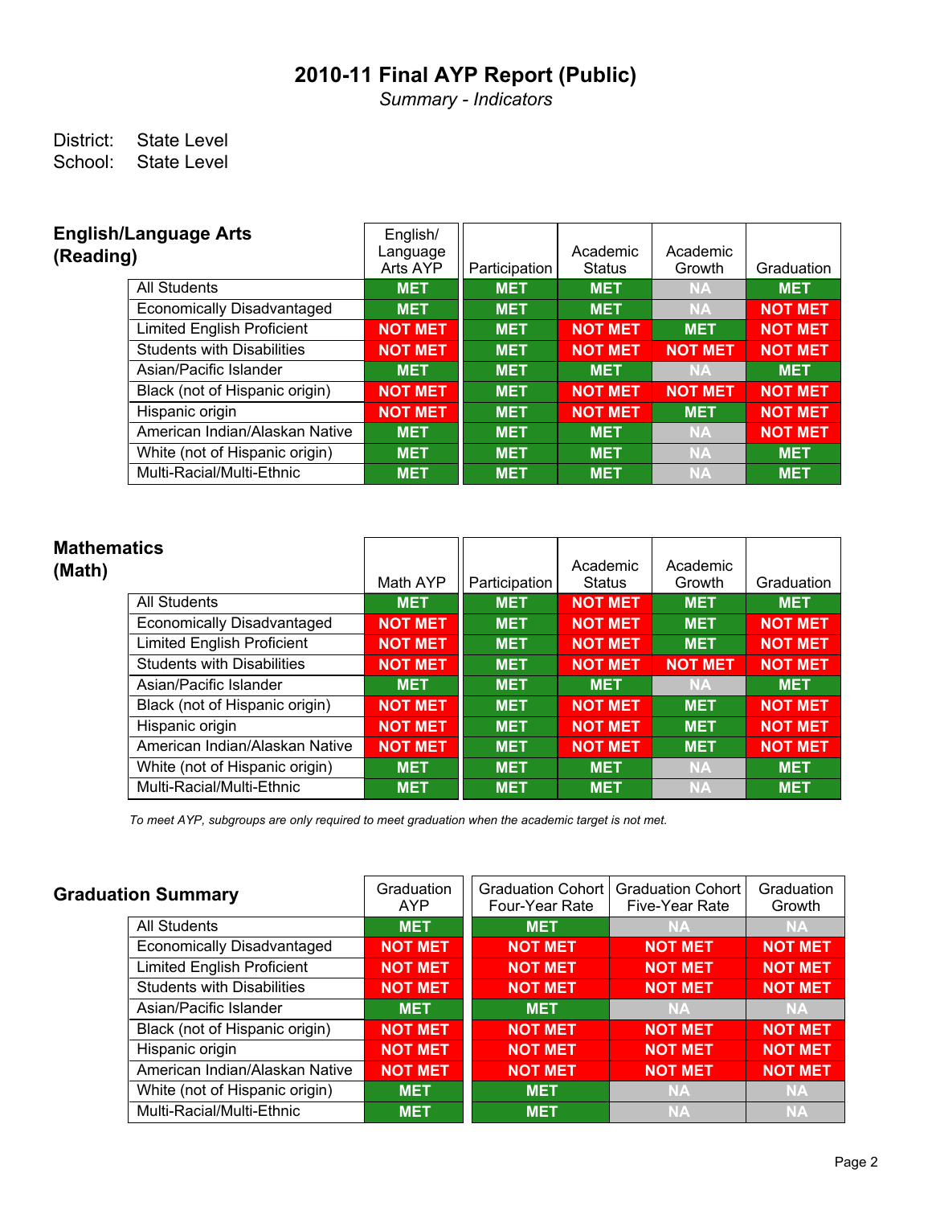# 2010-11 Final AYP Report (Public)

*Summary - Indicators*

District: State Level
School: State Level

## English/Language Arts (Reading)

| | English/ Language Arts AYP | Participation | Academic Status | Academic Growth | Graduation |
|---|---|---|---|---|---|
| All Students | MET | MET | MET | NA | MET |
| Economically Disadvantaged | MET | MET | MET | NA | NOT MET |
| Limited English Proficient | NOT MET | MET | NOT MET | MET | NOT MET |
| Students with Disabilities | NOT MET | MET | NOT MET | NOT MET | NOT MET |
| Asian/Pacific Islander | MET | MET | MET | NA | MET |
| Black (not of Hispanic origin) | NOT MET | MET | NOT MET | NOT MET | NOT MET |
| Hispanic origin | NOT MET | MET | NOT MET | MET | NOT MET |
| American Indian/Alaskan Native | MET | MET | MET | NA | NOT MET |
| White (not of Hispanic origin) | MET | MET | MET | NA | MET |
| Multi-Racial/Multi-Ethnic | MET | MET | MET | NA | MET |

## Mathematics (Math)

| | Math AYP | Participation | Academic Status | Academic Growth | Graduation |
|---|---|---|---|---|---|
| All Students | MET | MET | NOT MET | MET | MET |
| Economically Disadvantaged | NOT MET | MET | NOT MET | MET | NOT MET |
| Limited English Proficient | NOT MET | MET | NOT MET | MET | NOT MET |
| Students with Disabilities | NOT MET | MET | NOT MET | NOT MET | NOT MET |
| Asian/Pacific Islander | MET | MET | MET | NA | MET |
| Black (not of Hispanic origin) | NOT MET | MET | NOT MET | MET | NOT MET |
| Hispanic origin | NOT MET | MET | NOT MET | MET | NOT MET |
| American Indian/Alaskan Native | NOT MET | MET | NOT MET | MET | NOT MET |
| White (not of Hispanic origin) | MET | MET | MET | NA | MET |
| Multi-Racial/Multi-Ethnic | MET | MET | MET | NA | MET |

*To meet AYP, subgroups are only required to meet graduation when the academic target is not met.*

## Graduation Summary

| | Graduation AYP | Graduation Cohort Four-Year Rate | Graduation Cohort Five-Year Rate | Graduation Growth |
|---|---|---|---|---|
| All Students | MET | MET | NA | NA |
| Economically Disadvantaged | NOT MET | NOT MET | NOT MET | NOT MET |
| Limited English Proficient | NOT MET | NOT MET | NOT MET | NOT MET |
| Students with Disabilities | NOT MET | NOT MET | NOT MET | NOT MET |
| Asian/Pacific Islander | MET | MET | NA | NA |
| Black (not of Hispanic origin) | NOT MET | NOT MET | NOT MET | NOT MET |
| Hispanic origin | NOT MET | NOT MET | NOT MET | NOT MET |
| American Indian/Alaskan Native | NOT MET | NOT MET | NOT MET | NOT MET |
| White (not of Hispanic origin) | MET | MET | NA | NA |
| Multi-Racial/Multi-Ethnic | MET | MET | NA | NA |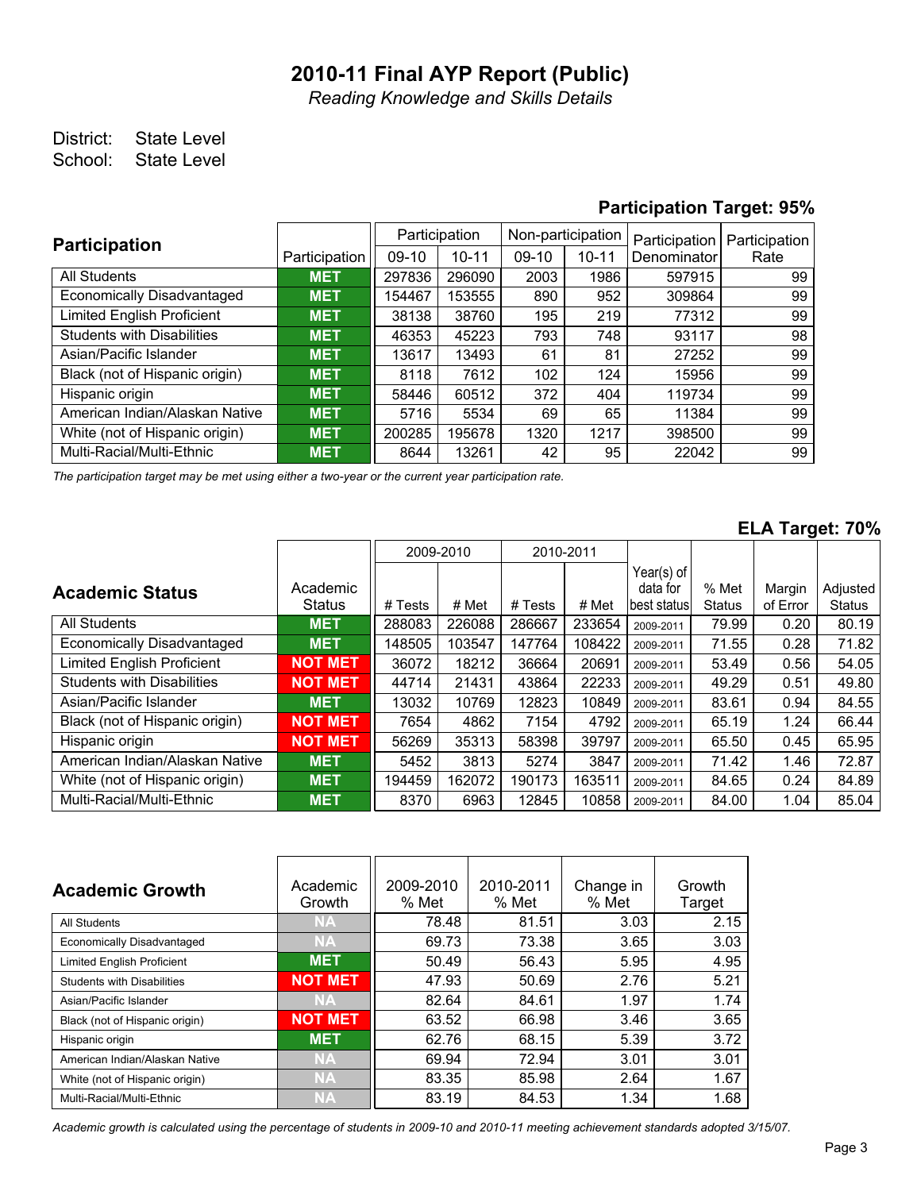# 2010-11 Final AYP Report (Public)

*Reading Knowledge and Skills Details*

District: State Level
School: State Level

**Participation Target: 95%**

| Participation | Participation | Participation 09-10 | Participation 10-11 | Non-participation 09-10 | Non-participation 10-11 | Participation Denominator | Participation Rate |
|---|---|---|---|---|---|---|---|
| All Students | MET | 297836 | 296090 | 2003 | 1986 | 597915 | 99 |
| Economically Disadvantaged | MET | 154467 | 153555 | 890 | 952 | 309864 | 99 |
| Limited English Proficient | MET | 38138 | 38760 | 195 | 219 | 77312 | 99 |
| Students with Disabilities | MET | 46353 | 45223 | 793 | 748 | 93117 | 98 |
| Asian/Pacific Islander | MET | 13617 | 13493 | 61 | 81 | 27252 | 99 |
| Black (not of Hispanic origin) | MET | 8118 | 7612 | 102 | 124 | 15956 | 99 |
| Hispanic origin | MET | 58446 | 60512 | 372 | 404 | 119734 | 99 |
| American Indian/Alaskan Native | MET | 5716 | 5534 | 69 | 65 | 11384 | 99 |
| White (not of Hispanic origin) | MET | 200285 | 195678 | 1320 | 1217 | 398500 | 99 |
| Multi-Racial/Multi-Ethnic | MET | 8644 | 13261 | 42 | 95 | 22042 | 99 |

*The participation target may be met using either a two-year or the current year participation rate.*

**ELA Target: 70%**

| Academic Status | Academic Status | 2009-2010 # Tests | 2009-2010 # Met | 2010-2011 # Tests | 2010-2011 # Met | Year(s) of data for best status | % Met Status | Margin of Error | Adjusted Status |
|---|---|---|---|---|---|---|---|---|---|
| All Students | MET | 288083 | 226088 | 286667 | 233654 | 2009-2011 | 79.99 | 0.20 | 80.19 |
| Economically Disadvantaged | MET | 148505 | 103547 | 147764 | 108422 | 2009-2011 | 71.55 | 0.28 | 71.82 |
| Limited English Proficient | NOT MET | 36072 | 18212 | 36664 | 20691 | 2009-2011 | 53.49 | 0.56 | 54.05 |
| Students with Disabilities | NOT MET | 44714 | 21431 | 43864 | 22233 | 2009-2011 | 49.29 | 0.51 | 49.80 |
| Asian/Pacific Islander | MET | 13032 | 10769 | 12823 | 10849 | 2009-2011 | 83.61 | 0.94 | 84.55 |
| Black (not of Hispanic origin) | NOT MET | 7654 | 4862 | 7154 | 4792 | 2009-2011 | 65.19 | 1.24 | 66.44 |
| Hispanic origin | NOT MET | 56269 | 35313 | 58398 | 39797 | 2009-2011 | 65.50 | 0.45 | 65.95 |
| American Indian/Alaskan Native | MET | 5452 | 3813 | 5274 | 3847 | 2009-2011 | 71.42 | 1.46 | 72.87 |
| White (not of Hispanic origin) | MET | 194459 | 162072 | 190173 | 163511 | 2009-2011 | 84.65 | 0.24 | 84.89 |
| Multi-Racial/Multi-Ethnic | MET | 8370 | 6963 | 12845 | 10858 | 2009-2011 | 84.00 | 1.04 | 85.04 |

| Academic Growth | Academic Growth | 2009-2010 % Met | 2010-2011 % Met | Change in % Met | Growth Target |
|---|---|---|---|---|---|
| All Students | NA | 78.48 | 81.51 | 3.03 | 2.15 |
| Economically Disadvantaged | NA | 69.73 | 73.38 | 3.65 | 3.03 |
| Limited English Proficient | MET | 50.49 | 56.43 | 5.95 | 4.95 |
| Students with Disabilities | NOT MET | 47.93 | 50.69 | 2.76 | 5.21 |
| Asian/Pacific Islander | NA | 82.64 | 84.61 | 1.97 | 1.74 |
| Black (not of Hispanic origin) | NOT MET | 63.52 | 66.98 | 3.46 | 3.65 |
| Hispanic origin | MET | 62.76 | 68.15 | 5.39 | 3.72 |
| American Indian/Alaskan Native | NA | 69.94 | 72.94 | 3.01 | 3.01 |
| White (not of Hispanic origin) | NA | 83.35 | 85.98 | 2.64 | 1.67 |
| Multi-Racial/Multi-Ethnic | NA | 83.19 | 84.53 | 1.34 | 1.68 |

*Academic growth is calculated using the percentage of students in 2009-10 and 2010-11 meeting achievement standards adopted 3/15/07.*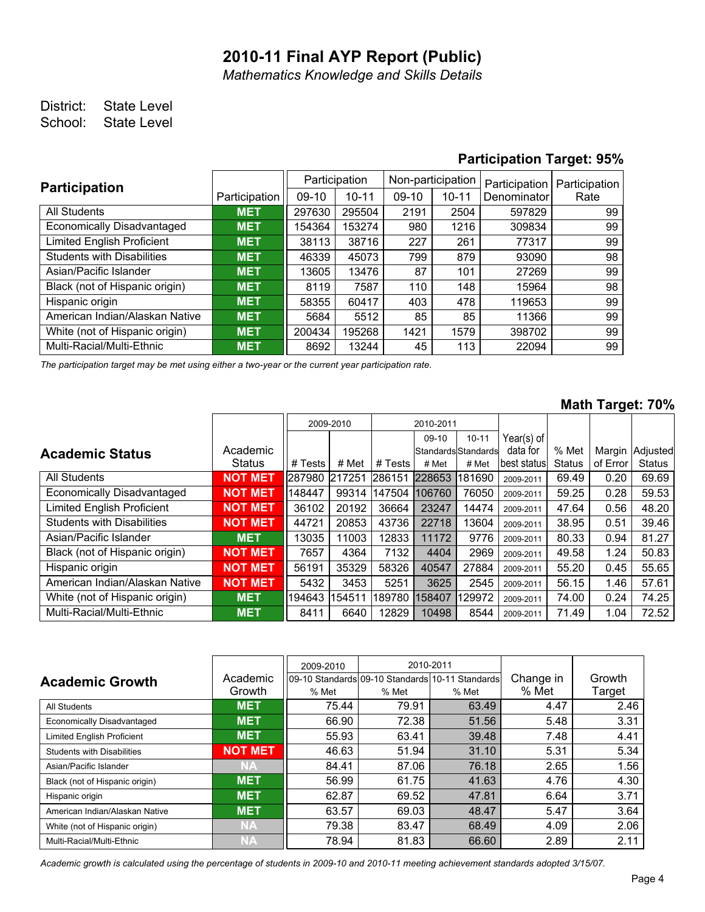# 2010-11 Final AYP Report (Public)

*Mathematics Knowledge and Skills Details*

District: State Level
School: State Level

**Participation Target: 95%**

| Participation | Participation | Participation 09-10 | Participation 10-11 | Non-participation 09-10 | Non-participation 10-11 | Participation Denominator | Participation Rate |
|---|---|---|---|---|---|---|---|
| All Students | MET | 297630 | 295504 | 2191 | 2504 | 597829 | 99 |
| Economically Disadvantaged | MET | 154364 | 153274 | 980 | 1216 | 309834 | 99 |
| Limited English Proficient | MET | 38113 | 38716 | 227 | 261 | 77317 | 99 |
| Students with Disabilities | MET | 46339 | 45073 | 799 | 879 | 93090 | 98 |
| Asian/Pacific Islander | MET | 13605 | 13476 | 87 | 101 | 27269 | 99 |
| Black (not of Hispanic origin) | MET | 8119 | 7587 | 110 | 148 | 15964 | 98 |
| Hispanic origin | MET | 58355 | 60417 | 403 | 478 | 119653 | 99 |
| American Indian/Alaskan Native | MET | 5684 | 5512 | 85 | 85 | 11366 | 99 |
| White (not of Hispanic origin) | MET | 200434 | 195268 | 1421 | 1579 | 398702 | 99 |
| Multi-Racial/Multi-Ethnic | MET | 8692 | 13244 | 45 | 113 | 22094 | 99 |

*The participation target may be met using either a two-year or the current year participation rate.*

**Math Target: 70%**

| Academic Status | Academic Status | 2009-2010 # Tests | 2009-2010 # Met | 2010-2011 # Tests | 2010-2011 09-10 Standards # Met | 2010-2011 10-11 Standards # Met | Year(s) of data for best status | % Met Status | Margin of Error | Adjusted Status |
|---|---|---|---|---|---|---|---|---|---|---|
| All Students | NOT MET | 287980 | 217251 | 286151 | 228653 | 181690 | 2009-2011 | 69.49 | 0.20 | 69.69 |
| Economically Disadvantaged | NOT MET | 148447 | 99314 | 147504 | 106760 | 76050 | 2009-2011 | 59.25 | 0.28 | 59.53 |
| Limited English Proficient | NOT MET | 36102 | 20192 | 36664 | 23247 | 14474 | 2009-2011 | 47.64 | 0.56 | 48.20 |
| Students with Disabilities | NOT MET | 44721 | 20853 | 43736 | 22718 | 13604 | 2009-2011 | 38.95 | 0.51 | 39.46 |
| Asian/Pacific Islander | MET | 13035 | 11003 | 12833 | 11172 | 9776 | 2009-2011 | 80.33 | 0.94 | 81.27 |
| Black (not of Hispanic origin) | NOT MET | 7657 | 4364 | 7132 | 4404 | 2969 | 2009-2011 | 49.58 | 1.24 | 50.83 |
| Hispanic origin | NOT MET | 56191 | 35329 | 58326 | 40547 | 27884 | 2009-2011 | 55.20 | 0.45 | 55.65 |
| American Indian/Alaskan Native | NOT MET | 5432 | 3453 | 5251 | 3625 | 2545 | 2009-2011 | 56.15 | 1.46 | 57.61 |
| White (not of Hispanic origin) | MET | 194643 | 154511 | 189780 | 158407 | 129972 | 2009-2011 | 74.00 | 0.24 | 74.25 |
| Multi-Racial/Multi-Ethnic | MET | 8411 | 6640 | 12829 | 10498 | 8544 | 2009-2011 | 71.49 | 1.04 | 72.52 |

| Academic Growth | Academic Growth | 2009-2010 09-10 Standards % Met | 2010-2011 09-10 Standards % Met | 2010-2011 10-11 Standards % Met | Change in % Met | Growth Target |
|---|---|---|---|---|---|---|
| All Students | MET | 75.44 | 79.91 | 63.49 | 4.47 | 2.46 |
| Economically Disadvantaged | MET | 66.90 | 72.38 | 51.56 | 5.48 | 3.31 |
| Limited English Proficient | MET | 55.93 | 63.41 | 39.48 | 7.48 | 4.41 |
| Students with Disabilities | NOT MET | 46.63 | 51.94 | 31.10 | 5.31 | 5.34 |
| Asian/Pacific Islander | NA | 84.41 | 87.06 | 76.18 | 2.65 | 1.56 |
| Black (not of Hispanic origin) | MET | 56.99 | 61.75 | 41.63 | 4.76 | 4.30 |
| Hispanic origin | MET | 62.87 | 69.52 | 47.81 | 6.64 | 3.71 |
| American Indian/Alaskan Native | MET | 63.57 | 69.03 | 48.47 | 5.47 | 3.64 |
| White (not of Hispanic origin) | NA | 79.38 | 83.47 | 68.49 | 4.09 | 2.06 |
| Multi-Racial/Multi-Ethnic | NA | 78.94 | 81.83 | 66.60 | 2.89 | 2.11 |

*Academic growth is calculated using the percentage of students in 2009-10 and 2010-11 meeting achievement standards adopted 3/15/07.*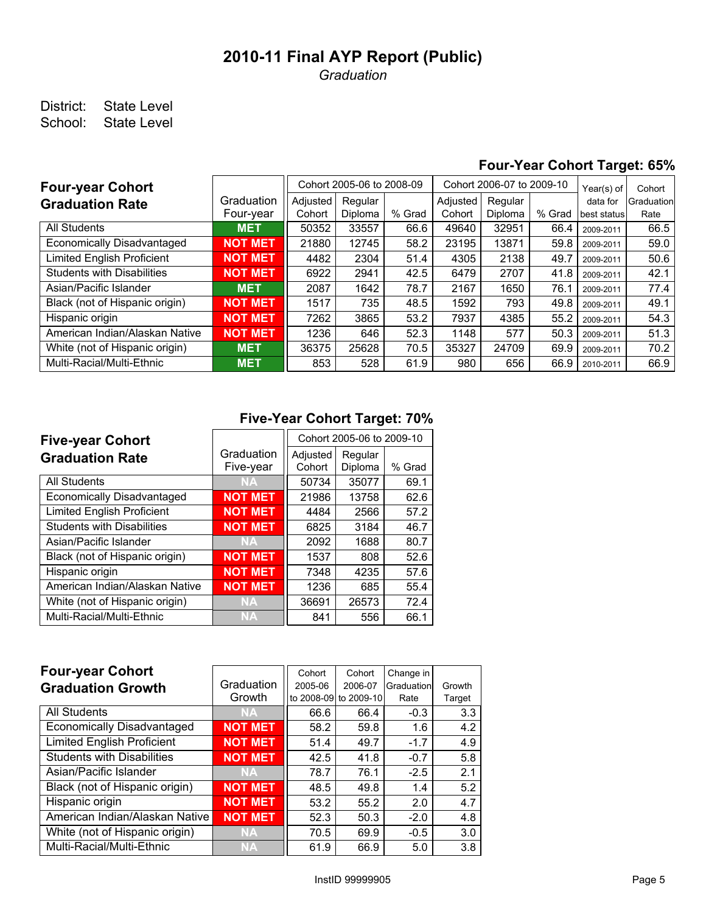# 2010-11 Final AYP Report (Public)

*Graduation*

District: State Level
School: State Level

## Four-Year Cohort Target: 65%

| Four-year Cohort Graduation Rate | Graduation Four-year | Cohort 2005-06 to 2008-09 | | | Cohort 2006-07 to 2009-10 | | | Year(s) of data for best status | Cohort Graduation Rate |
|---|---|---|---|---|---|---|---|---|---|
| | | Adjusted Cohort | Regular Diploma | % Grad | Adjusted Cohort | Regular Diploma | % Grad | | |
| All Students | MET | 50352 | 33557 | 66.6 | 49640 | 32951 | 66.4 | 2009-2011 | 66.5 |
| Economically Disadvantaged | NOT MET | 21880 | 12745 | 58.2 | 23195 | 13871 | 59.8 | 2009-2011 | 59.0 |
| Limited English Proficient | NOT MET | 4482 | 2304 | 51.4 | 4305 | 2138 | 49.7 | 2009-2011 | 50.6 |
| Students with Disabilities | NOT MET | 6922 | 2941 | 42.5 | 6479 | 2707 | 41.8 | 2009-2011 | 42.1 |
| Asian/Pacific Islander | MET | 2087 | 1642 | 78.7 | 2167 | 1650 | 76.1 | 2009-2011 | 77.4 |
| Black (not of Hispanic origin) | NOT MET | 1517 | 735 | 48.5 | 1592 | 793 | 49.8 | 2009-2011 | 49.1 |
| Hispanic origin | NOT MET | 7262 | 3865 | 53.2 | 7937 | 4385 | 55.2 | 2009-2011 | 54.3 |
| American Indian/Alaskan Native | NOT MET | 1236 | 646 | 52.3 | 1148 | 577 | 50.3 | 2009-2011 | 51.3 |
| White (not of Hispanic origin) | MET | 36375 | 25628 | 70.5 | 35327 | 24709 | 69.9 | 2009-2011 | 70.2 |
| Multi-Racial/Multi-Ethnic | MET | 853 | 528 | 61.9 | 980 | 656 | 66.9 | 2010-2011 | 66.9 |

## Five-Year Cohort Target: 70%

| Five-year Cohort Graduation Rate | Graduation Five-year | Cohort 2005-06 to 2009-10 | | |
|---|---|---|---|---|
| | | Adjusted Cohort | Regular Diploma | % Grad |
| All Students | NA | 50734 | 35077 | 69.1 |
| Economically Disadvantaged | NOT MET | 21986 | 13758 | 62.6 |
| Limited English Proficient | NOT MET | 4484 | 2566 | 57.2 |
| Students with Disabilities | NOT MET | 6825 | 3184 | 46.7 |
| Asian/Pacific Islander | NA | 2092 | 1688 | 80.7 |
| Black (not of Hispanic origin) | NOT MET | 1537 | 808 | 52.6 |
| Hispanic origin | NOT MET | 7348 | 4235 | 57.6 |
| American Indian/Alaskan Native | NOT MET | 1236 | 685 | 55.4 |
| White (not of Hispanic origin) | NA | 36691 | 26573 | 72.4 |
| Multi-Racial/Multi-Ethnic | NA | 841 | 556 | 66.1 |

| Four-year Cohort Graduation Growth | Graduation Growth | Cohort 2005-06 to 2008-09 | Cohort 2006-07 to 2009-10 | Change in Graduation Rate | Growth Target |
|---|---|---|---|---|---|
| All Students | NA | 66.6 | 66.4 | -0.3 | 3.3 |
| Economically Disadvantaged | NOT MET | 58.2 | 59.8 | 1.6 | 4.2 |
| Limited English Proficient | NOT MET | 51.4 | 49.7 | -1.7 | 4.9 |
| Students with Disabilities | NOT MET | 42.5 | 41.8 | -0.7 | 5.8 |
| Asian/Pacific Islander | NA | 78.7 | 76.1 | -2.5 | 2.1 |
| Black (not of Hispanic origin) | NOT MET | 48.5 | 49.8 | 1.4 | 5.2 |
| Hispanic origin | NOT MET | 53.2 | 55.2 | 2.0 | 4.7 |
| American Indian/Alaskan Native | NOT MET | 52.3 | 50.3 | -2.0 | 4.8 |
| White (not of Hispanic origin) | NA | 70.5 | 69.9 | -0.5 | 3.0 |
| Multi-Racial/Multi-Ethnic | NA | 61.9 | 66.9 | 5.0 | 3.8 |

InstID 99999905